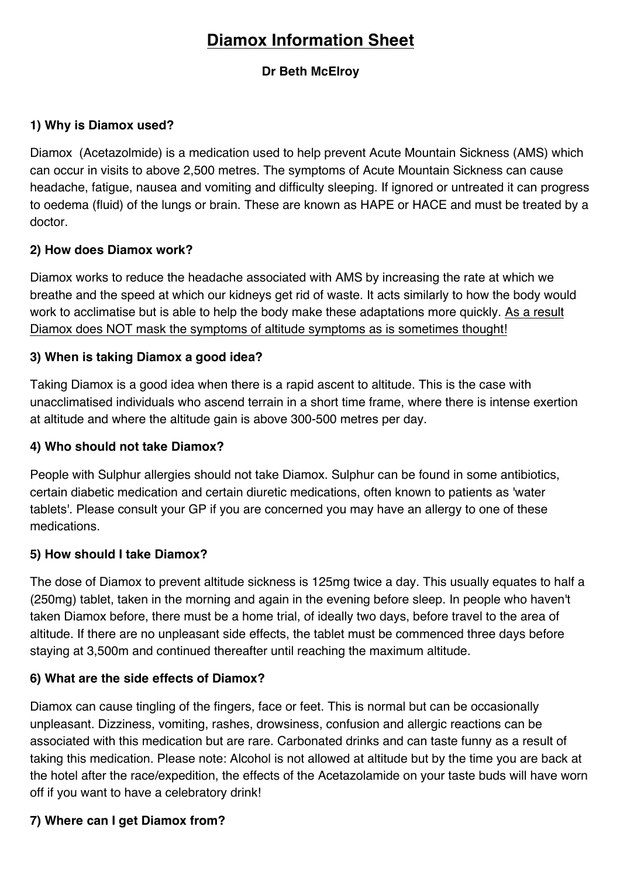# Diamox Information Sheet

**Dr Beth McElroy**

### 1) Why is Diamox used?

Diamox (Acetazolmide) is a medication used to help prevent Acute Mountain Sickness (AMS) which can occur in visits to above 2,500 metres. The symptoms of Acute Mountain Sickness can cause headache, fatigue, nausea and vomiting and difficulty sleeping. If ignored or untreated it can progress to oedema (fluid) of the lungs or brain. These are known as HAPE or HACE and must be treated by a doctor.

### 2) How does Diamox work?

Diamox works to reduce the headache associated with AMS by increasing the rate at which we breathe and the speed at which our kidneys get rid of waste. It acts similarly to how the body would work to acclimatise but is able to help the body make these adaptations more quickly. <u>As a result Diamox does NOT mask the symptoms of altitude symptoms as is sometimes thought!</u>

### 3) When is taking Diamox a good idea?

Taking Diamox is a good idea when there is a rapid ascent to altitude. This is the case with unacclimatised individuals who ascend terrain in a short time frame, where there is intense exertion at altitude and where the altitude gain is above 300-500 metres per day.

### 4) Who should not take Diamox?

People with Sulphur allergies should not take Diamox. Sulphur can be found in some antibiotics, certain diabetic medication and certain diuretic medications, often known to patients as 'water tablets'. Please consult your GP if you are concerned you may have an allergy to one of these medications.

### 5) How should I take Diamox?

The dose of Diamox to prevent altitude sickness is 125mg twice a day. This usually equates to half a (250mg) tablet, taken in the morning and again in the evening before sleep. In people who haven't taken Diamox before, there must be a home trial, of ideally two days, before travel to the area of altitude. If there are no unpleasant side effects, the tablet must be commenced three days before staying at 3,500m and continued thereafter until reaching the maximum altitude.

### 6) What are the side effects of Diamox?

Diamox can cause tingling of the fingers, face or feet. This is normal but can be occasionally unpleasant. Dizziness, vomiting, rashes, drowsiness, confusion and allergic reactions can be associated with this medication but are rare. Carbonated drinks and can taste funny as a result of taking this medication. Please note: Alcohol is not allowed at altitude but by the time you are back at the hotel after the race/expedition, the effects of the Acetazolamide on your taste buds will have worn off if you want to have a celebratory drink!

### 7) Where can I get Diamox from?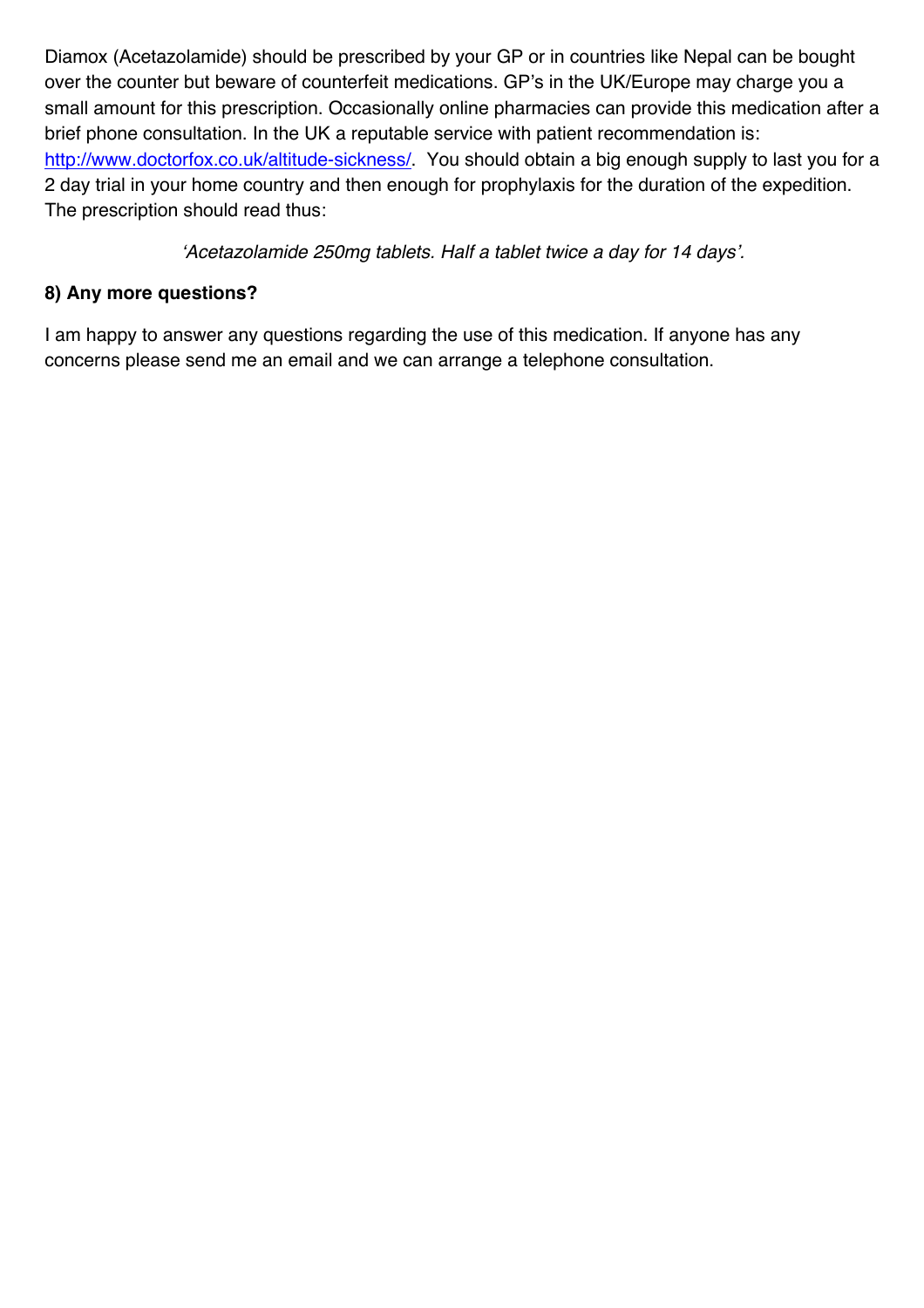Diamox (Acetazolamide) should be prescribed by your GP or in countries like Nepal can be bought over the counter but beware of counterfeit medications. GP's in the UK/Europe may charge you a small amount for this prescription. Occasionally online pharmacies can provide this medication after a brief phone consultation. In the UK a reputable service with patient recommendation is: [http://www.doctorfox.co.uk/altitude-sickness/](http://www.doctorfox.co.uk/altitude-sickness/). You should obtain a big enough supply to last you for a 2 day trial in your home country and then enough for prophylaxis for the duration of the expedition. The prescription should read thus:

*'Acetazolamide 250mg tablets. Half a tablet twice a day for 14 days'.*

**8) Any more questions?**

I am happy to answer any questions regarding the use of this medication. If anyone has any concerns please send me an email and we can arrange a telephone consultation.